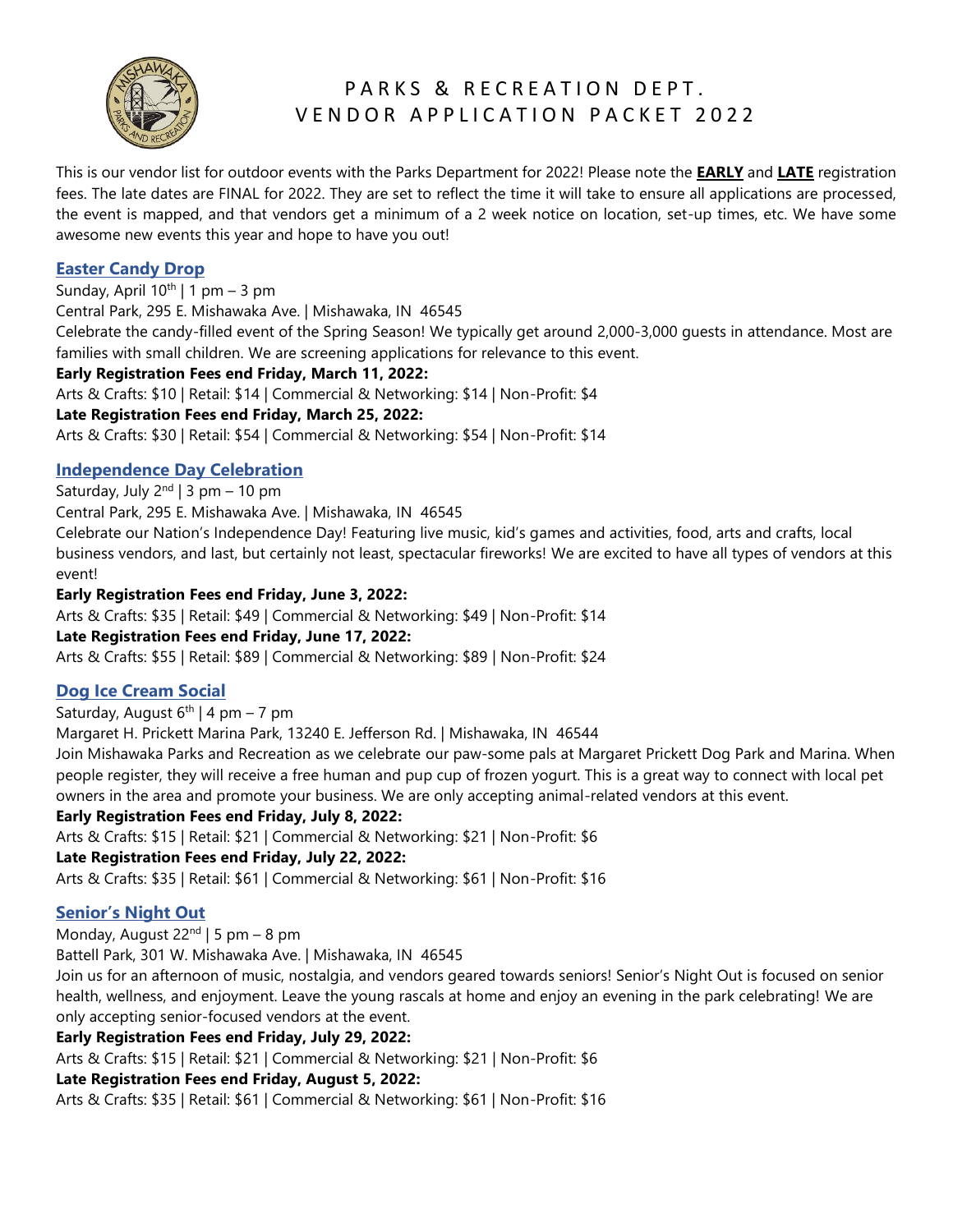# PARKS & RECREATION DEPT. VENDOR APPLICATION PACKET 2022

This is our vendor list for outdoor events with the Parks Department for 2022! Please note the **EARLY** and **LATE** registration fees. The late dates are FINAL for 2022. They are set to reflect the time it will take to ensure all applications are processed, the event is mapped, and that vendors get a minimum of a 2 week notice on location, set-up times, etc. We have some awesome new events this year and hope to have you out!

## Easter Candy Drop

Sunday, April 10th | 1 pm – 3 pm
Central Park, 295 E. Mishawaka Ave. | Mishawaka, IN 46545
Celebrate the candy-filled event of the Spring Season! We typically get around 2,000-3,000 guests in attendance. Most are families with small children. We are screening applications for relevance to this event.

**Early Registration Fees end Friday, March 11, 2022:**
Arts & Crafts: $10 | Retail: $14 | Commercial & Networking: $14 | Non-Profit: $4

**Late Registration Fees end Friday, March 25, 2022:**
Arts & Crafts: $30 | Retail: $54 | Commercial & Networking: $54 | Non-Profit: $14

## Independence Day Celebration

Saturday, July 2nd | 3 pm – 10 pm
Central Park, 295 E. Mishawaka Ave. | Mishawaka, IN 46545
Celebrate our Nation's Independence Day! Featuring live music, kid's games and activities, food, arts and crafts, local business vendors, and last, but certainly not least, spectacular fireworks! We are excited to have all types of vendors at this event!

**Early Registration Fees end Friday, June 3, 2022:**
Arts & Crafts: $35 | Retail: $49 | Commercial & Networking: $49 | Non-Profit: $14

**Late Registration Fees end Friday, June 17, 2022:**
Arts & Crafts: $55 | Retail: $89 | Commercial & Networking: $89 | Non-Profit: $24

## Dog Ice Cream Social

Saturday, August 6th | 4 pm – 7 pm
Margaret H. Prickett Marina Park, 13240 E. Jefferson Rd. | Mishawaka, IN 46544
Join Mishawaka Parks and Recreation as we celebrate our paw-some pals at Margaret Prickett Dog Park and Marina. When people register, they will receive a free human and pup cup of frozen yogurt. This is a great way to connect with local pet owners in the area and promote your business. We are only accepting animal-related vendors at this event.

**Early Registration Fees end Friday, July 8, 2022:**
Arts & Crafts: $15 | Retail: $21 | Commercial & Networking: $21 | Non-Profit: $6

**Late Registration Fees end Friday, July 22, 2022:**
Arts & Crafts: $35 | Retail: $61 | Commercial & Networking: $61 | Non-Profit: $16

## Senior's Night Out

Monday, August 22nd | 5 pm – 8 pm
Battell Park, 301 W. Mishawaka Ave. | Mishawaka, IN 46545
Join us for an afternoon of music, nostalgia, and vendors geared towards seniors! Senior's Night Out is focused on senior health, wellness, and enjoyment. Leave the young rascals at home and enjoy an evening in the park celebrating! We are only accepting senior-focused vendors at the event.

**Early Registration Fees end Friday, July 29, 2022:**
Arts & Crafts: $15 | Retail: $21 | Commercial & Networking: $21 | Non-Profit: $6

**Late Registration Fees end Friday, August 5, 2022:**
Arts & Crafts: $35 | Retail: $61 | Commercial & Networking: $61 | Non-Profit: $16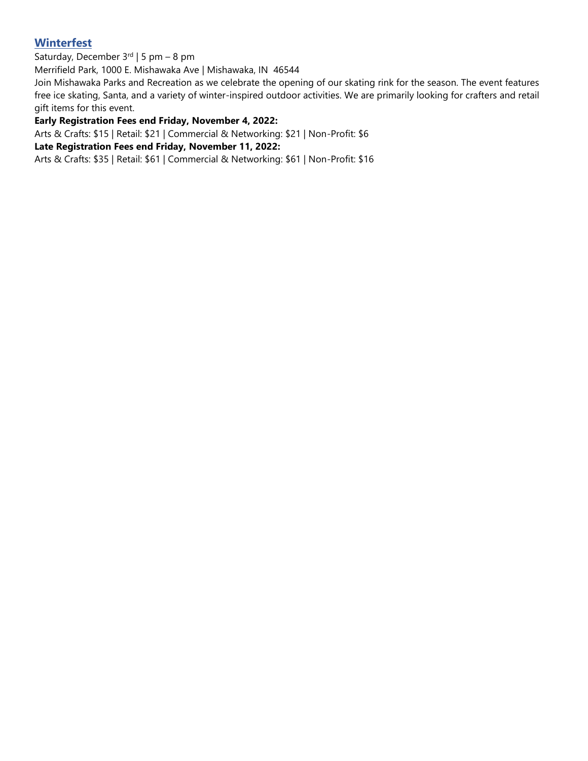## Winterfest

Saturday, December 3rd | 5 pm – 8 pm

Merrifield Park, 1000 E. Mishawaka Ave | Mishawaka, IN 46544

Join Mishawaka Parks and Recreation as we celebrate the opening of our skating rink for the season. The event features free ice skating, Santa, and a variety of winter-inspired outdoor activities. We are primarily looking for crafters and retail gift items for this event.

**Early Registration Fees end Friday, November 4, 2022:**

Arts & Crafts: $15 | Retail: $21 | Commercial & Networking: $21 | Non-Profit: $6

**Late Registration Fees end Friday, November 11, 2022:**

Arts & Crafts: $35 | Retail: $61 | Commercial & Networking: $61 | Non-Profit: $16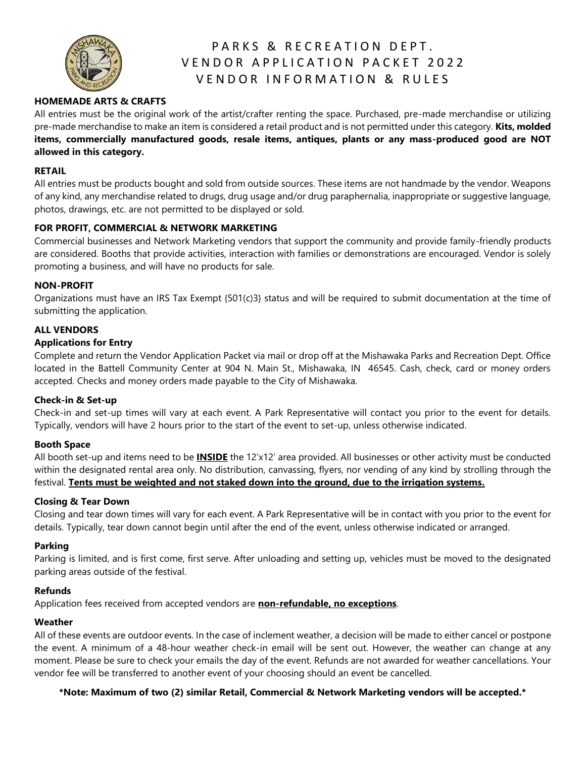# PARKS & RECREATION DEPT. VENDOR APPLICATION PACKET 2022 VENDOR INFORMATION & RULES

**HOMEMADE ARTS & CRAFTS**

All entries must be the original work of the artist/crafter renting the space. Purchased, pre-made merchandise or utilizing pre-made merchandise to make an item is considered a retail product and is not permitted under this category. **Kits, molded items, commercially manufactured goods, resale items, antiques, plants or any mass-produced good are NOT allowed in this category.**

**RETAIL**

All entries must be products bought and sold from outside sources. These items are not handmade by the vendor. Weapons of any kind, any merchandise related to drugs, drug usage and/or drug paraphernalia, inappropriate or suggestive language, photos, drawings, etc. are not permitted to be displayed or sold.

**FOR PROFIT, COMMERCIAL & NETWORK MARKETING**

Commercial businesses and Network Marketing vendors that support the community and provide family-friendly products are considered. Booths that provide activities, interaction with families or demonstrations are encouraged. Vendor is solely promoting a business, and will have no products for sale.

**NON-PROFIT**

Organizations must have an IRS Tax Exempt {501(c)3} status and will be required to submit documentation at the time of submitting the application.

**ALL VENDORS**

**Applications for Entry**

Complete and return the Vendor Application Packet via mail or drop off at the Mishawaka Parks and Recreation Dept. Office located in the Battell Community Center at 904 N. Main St., Mishawaka, IN 46545. Cash, check, card or money orders accepted. Checks and money orders made payable to the City of Mishawaka.

**Check-in & Set-up**

Check-in and set-up times will vary at each event. A Park Representative will contact you prior to the event for details. Typically, vendors will have 2 hours prior to the start of the event to set-up, unless otherwise indicated.

**Booth Space**

All booth set-up and items need to be **INSIDE** the 12'x12' area provided. All businesses or other activity must be conducted within the designated rental area only. No distribution, canvassing, flyers, nor vending of any kind by strolling through the festival. **Tents must be weighted and not staked down into the ground, due to the irrigation systems.**

**Closing & Tear Down**

Closing and tear down times will vary for each event. A Park Representative will be in contact with you prior to the event for details. Typically, tear down cannot begin until after the end of the event, unless otherwise indicated or arranged.

**Parking**

Parking is limited, and is first come, first serve. After unloading and setting up, vehicles must be moved to the designated parking areas outside of the festival.

**Refunds**

Application fees received from accepted vendors are **non-refundable, no exceptions**.

**Weather**

All of these events are outdoor events. In the case of inclement weather, a decision will be made to either cancel or postpone the event. A minimum of a 48-hour weather check-in email will be sent out. However, the weather can change at any moment. Please be sure to check your emails the day of the event. Refunds are not awarded for weather cancellations. Your vendor fee will be transferred to another event of your choosing should an event be cancelled.

**\*Note: Maximum of two (2) similar Retail, Commercial & Network Marketing vendors will be accepted.\***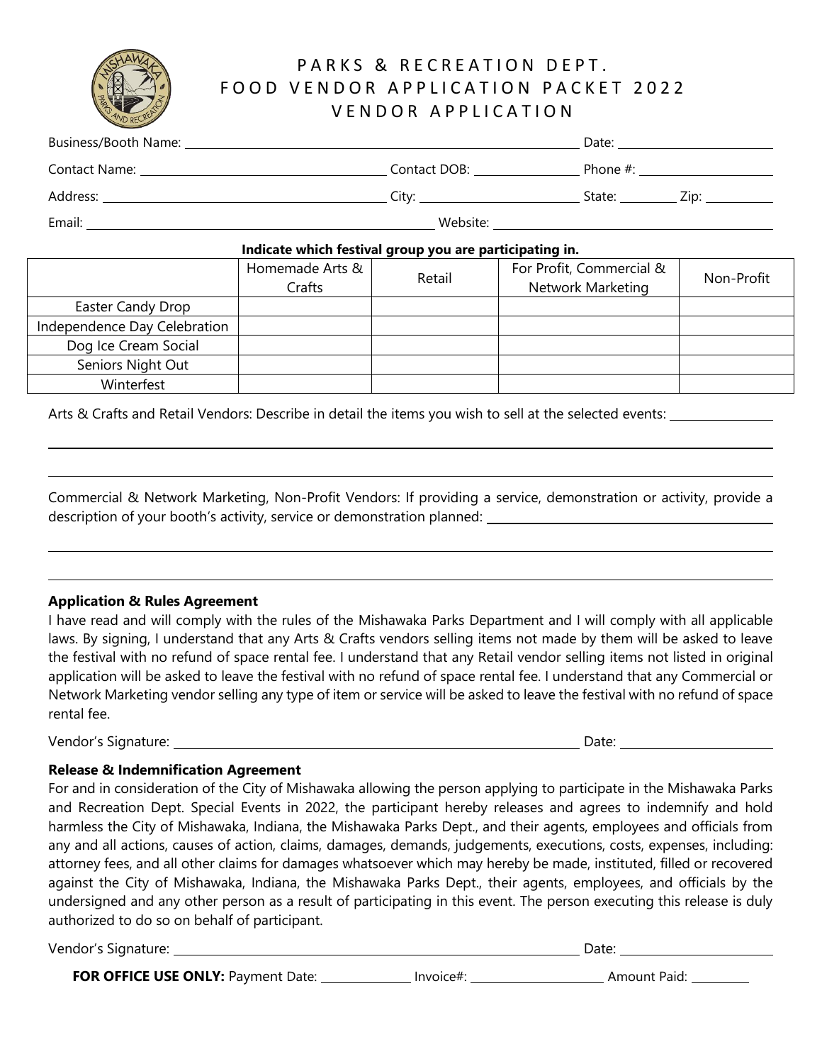# PARKS & RECREATION DEPT.
# FOOD VENDOR APPLICATION PACKET 2022
# VENDOR APPLICATION

Business/Booth Name: ______________________________ Date: ____________

Contact Name: ____________________ Contact DOB: __________ Phone #: ____________

Address: ______________________ City: ______________ State: ______ Zip: ______

Email: ______________________________ Website: ______________________________

**Indicate which festival group you are participating in.**

| | Homemade Arts & Crafts | Retail | For Profit, Commercial & Network Marketing | Non-Profit |
|---|---|---|---|---|
| Easter Candy Drop | | | | |
| Independence Day Celebration | | | | |
| Dog Ice Cream Social | | | | |
| Seniors Night Out | | | | |
| Winterfest | | | | |

Arts & Crafts and Retail Vendors: Describe in detail the items you wish to sell at the selected events: ____________

______________________________________________________________________

______________________________________________________________________

Commercial & Network Marketing, Non-Profit Vendors: If providing a service, demonstration or activity, provide a description of your booth's activity, service or demonstration planned: ______________________

______________________________________________________________________

______________________________________________________________________

**Application & Rules Agreement**

I have read and will comply with the rules of the Mishawaka Parks Department and I will comply with all applicable laws. By signing, I understand that any Arts & Crafts vendors selling items not made by them will be asked to leave the festival with no refund of space rental fee. I understand that any Retail vendor selling items not listed in original application will be asked to leave the festival with no refund of space rental fee. I understand that any Commercial or Network Marketing vendor selling any type of item or service will be asked to leave the festival with no refund of space rental fee.

Vendor's Signature: ______________________________ Date: ____________

**Release & Indemnification Agreement**

For and in consideration of the City of Mishawaka allowing the person applying to participate in the Mishawaka Parks and Recreation Dept. Special Events in 2022, the participant hereby releases and agrees to indemnify and hold harmless the City of Mishawaka, Indiana, the Mishawaka Parks Dept., and their agents, employees and officials from any and all actions, causes of action, claims, damages, demands, judgements, executions, costs, expenses, including: attorney fees, and all other claims for damages whatsoever which may hereby be made, instituted, filled or recovered against the City of Mishawaka, Indiana, the Mishawaka Parks Dept., their agents, employees, and officials by the undersigned and any other person as a result of participating in this event. The person executing this release is duly authorized to do so on behalf of participant.

Vendor's Signature: ______________________________ Date: ____________

**FOR OFFICE USE ONLY:** Payment Date: __________ Invoice#: ______________ Amount Paid: ________